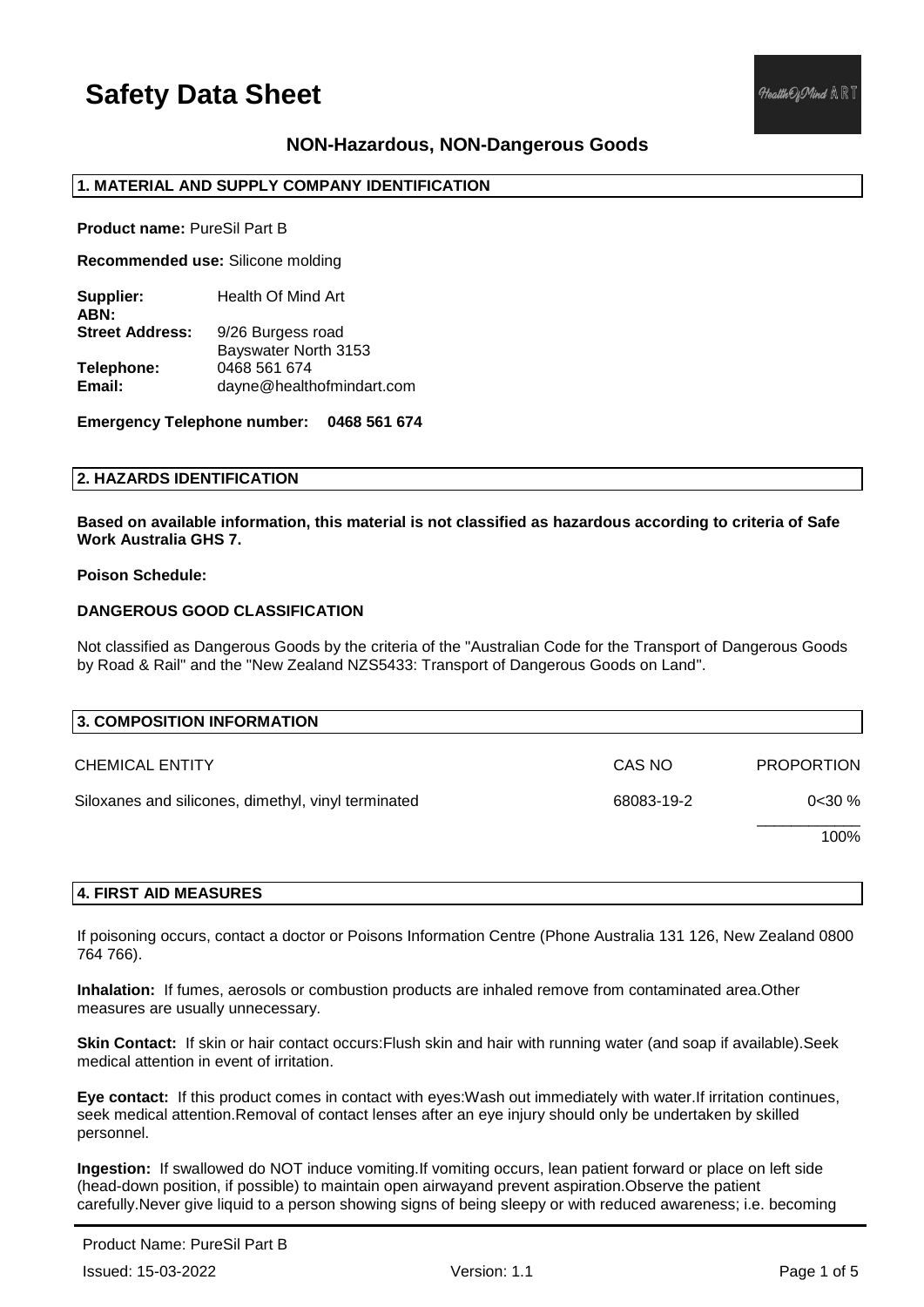# Safety Data Sheet

## NON-Hazardous, NON-Dangerous Goods

### 1. MATERIAL AND SUPPLY COMPANY IDENTIFICATION

**Product name:** PureSil Part B

**Recommended use:** Silicone molding

**Supplier:** Health Of Mind Art
**ABN:**
**Street Address:** 9/26 Burgess road
Bayswater North 3153
**Telephone:** 0468 561 674
**Email:** dayne@healthofmindart.com

**Emergency Telephone number: 0468 561 674**

### 2. HAZARDS IDENTIFICATION

**Based on available information, this material is not classified as hazardous according to criteria of Safe Work Australia GHS 7.**

**Poison Schedule:**

**DANGEROUS GOOD CLASSIFICATION**

Not classified as Dangerous Goods by the criteria of the "Australian Code for the Transport of Dangerous Goods by Road & Rail" and the "New Zealand NZS5433: Transport of Dangerous Goods on Land".

### 3. COMPOSITION INFORMATION

| CHEMICAL ENTITY | CAS NO | PROPORTION |
|---|---|---|
| Siloxanes and silicones, dimethyl, vinyl terminated | 68083-19-2 | 0<30 % |
| | | 100% |

### 4. FIRST AID MEASURES

If poisoning occurs, contact a doctor or Poisons Information Centre (Phone Australia 131 126, New Zealand 0800 764 766).

**Inhalation:** If fumes, aerosols or combustion products are inhaled remove from contaminated area.Other measures are usually unnecessary.

**Skin Contact:** If skin or hair contact occurs:Flush skin and hair with running water (and soap if available).Seek medical attention in event of irritation.

**Eye contact:** If this product comes in contact with eyes:Wash out immediately with water.If irritation continues, seek medical attention.Removal of contact lenses after an eye injury should only be undertaken by skilled personnel.

**Ingestion:** If swallowed do NOT induce vomiting.If vomiting occurs, lean patient forward or place on left side (head-down position, if possible) to maintain open airwayand prevent aspiration.Observe the patient carefully.Never give liquid to a person showing signs of being sleepy or with reduced awareness; i.e. becoming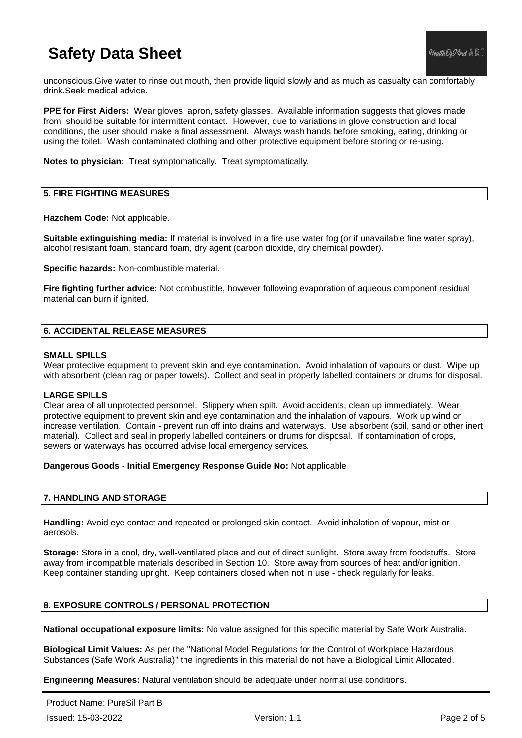unconscious.Give water to rinse out mouth, then provide liquid slowly and as much as casualty can comfortably drink.Seek medical advice.

**PPE for First Aiders:** Wear gloves, apron, safety glasses. Available information suggests that gloves made from should be suitable for intermittent contact. However, due to variations in glove construction and local conditions, the user should make a final assessment. Always wash hands before smoking, eating, drinking or using the toilet. Wash contaminated clothing and other protective equipment before storing or re-using.

**Notes to physician:** Treat symptomatically. Treat symptomatically.

## 5. FIRE FIGHTING MEASURES

**Hazchem Code:** Not applicable.

**Suitable extinguishing media:** If material is involved in a fire use water fog (or if unavailable fine water spray), alcohol resistant foam, standard foam, dry agent (carbon dioxide, dry chemical powder).

**Specific hazards:** Non-combustible material.

**Fire fighting further advice:** Not combustible, however following evaporation of aqueous component residual material can burn if ignited.

## 6. ACCIDENTAL RELEASE MEASURES

### SMALL SPILLS

Wear protective equipment to prevent skin and eye contamination. Avoid inhalation of vapours or dust. Wipe up with absorbent (clean rag or paper towels). Collect and seal in properly labelled containers or drums for disposal.

### LARGE SPILLS

Clear area of all unprotected personnel. Slippery when spilt. Avoid accidents, clean up immediately. Wear protective equipment to prevent skin and eye contamination and the inhalation of vapours. Work up wind or increase ventilation. Contain - prevent run off into drains and waterways. Use absorbent (soil, sand or other inert material). Collect and seal in properly labelled containers or drums for disposal. If contamination of crops, sewers or waterways has occurred advise local emergency services.

**Dangerous Goods - Initial Emergency Response Guide No:** Not applicable

## 7. HANDLING AND STORAGE

**Handling:** Avoid eye contact and repeated or prolonged skin contact. Avoid inhalation of vapour, mist or aerosols.

**Storage:** Store in a cool, dry, well-ventilated place and out of direct sunlight. Store away from foodstuffs. Store away from incompatible materials described in Section 10. Store away from sources of heat and/or ignition. Keep container standing upright. Keep containers closed when not in use - check regularly for leaks.

## 8. EXPOSURE CONTROLS / PERSONAL PROTECTION

**National occupational exposure limits:** No value assigned for this specific material by Safe Work Australia.

**Biological Limit Values:** As per the "National Model Regulations for the Control of Workplace Hazardous Substances (Safe Work Australia)" the ingredients in this material do not have a Biological Limit Allocated.

**Engineering Measures:** Natural ventilation should be adequate under normal use conditions.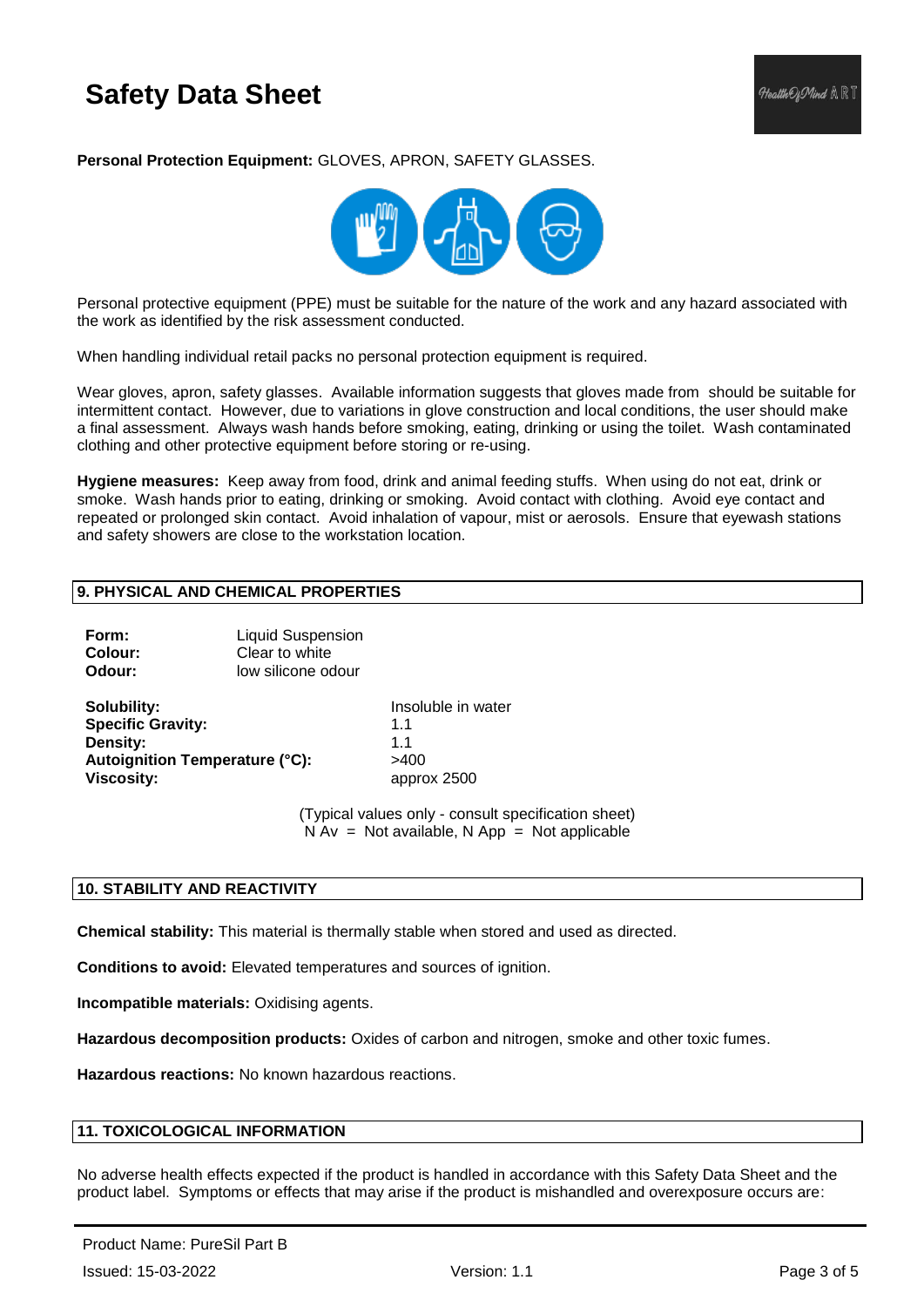**Personal Protection Equipment:** GLOVES, APRON, SAFETY GLASSES.

Personal protective equipment (PPE) must be suitable for the nature of the work and any hazard associated with the work as identified by the risk assessment conducted.

When handling individual retail packs no personal protection equipment is required.

Wear gloves, apron, safety glasses. Available information suggests that gloves made from should be suitable for intermittent contact. However, due to variations in glove construction and local conditions, the user should make a final assessment. Always wash hands before smoking, eating, drinking or using the toilet. Wash contaminated clothing and other protective equipment before storing or re-using.

**Hygiene measures:** Keep away from food, drink and animal feeding stuffs. When using do not eat, drink or smoke. Wash hands prior to eating, drinking or smoking. Avoid contact with clothing. Avoid eye contact and repeated or prolonged skin contact. Avoid inhalation of vapour, mist or aerosols. Ensure that eyewash stations and safety showers are close to the workstation location.

## 9. PHYSICAL AND CHEMICAL PROPERTIES

| | |
|---|---|
| **Form:** | Liquid Suspension |
| **Colour:** | Clear to white |
| **Odour:** | low silicone odour |

| | |
|---|---|
| **Solubility:** | Insoluble in water |
| **Specific Gravity:** | 1.1 |
| **Density:** | 1.1 |
| **Autoignition Temperature (°C):** | >400 |
| **Viscosity:** | approx 2500 |

(Typical values only - consult specification sheet)
N Av = Not available, N App = Not applicable

## 10. STABILITY AND REACTIVITY

**Chemical stability:** This material is thermally stable when stored and used as directed.

**Conditions to avoid:** Elevated temperatures and sources of ignition.

**Incompatible materials:** Oxidising agents.

**Hazardous decomposition products:** Oxides of carbon and nitrogen, smoke and other toxic fumes.

**Hazardous reactions:** No known hazardous reactions.

## 11. TOXICOLOGICAL INFORMATION

No adverse health effects expected if the product is handled in accordance with this Safety Data Sheet and the product label. Symptoms or effects that may arise if the product is mishandled and overexposure occurs are: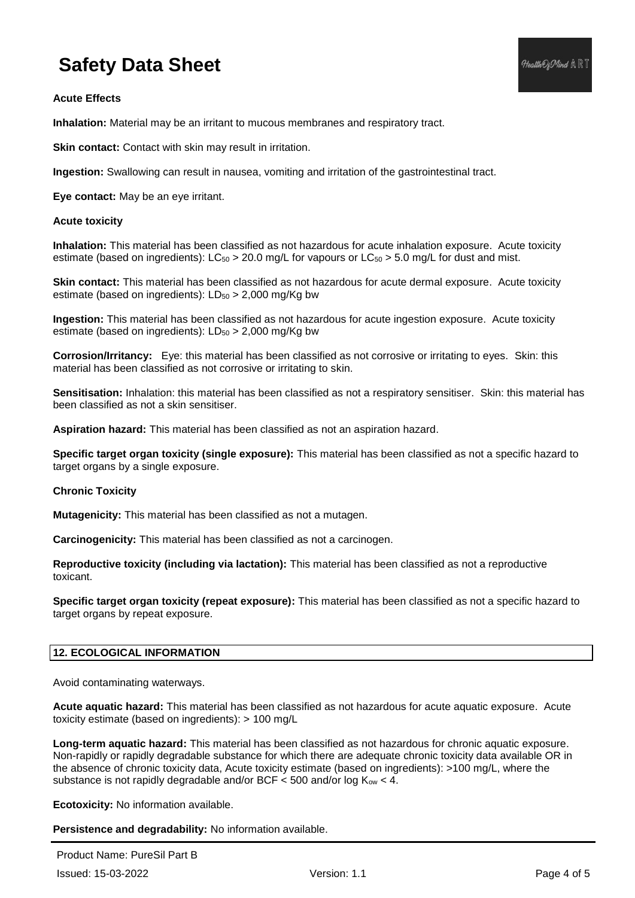**Acute Effects**

**Inhalation:** Material may be an irritant to mucous membranes and respiratory tract.

**Skin contact:** Contact with skin may result in irritation.

**Ingestion:** Swallowing can result in nausea, vomiting and irritation of the gastrointestinal tract.

**Eye contact:** May be an eye irritant.

**Acute toxicity**

**Inhalation:** This material has been classified as not hazardous for acute inhalation exposure. Acute toxicity estimate (based on ingredients): $LC_{50}$ > 20.0 mg/L for vapours or $LC_{50}$ > 5.0 mg/L for dust and mist.

**Skin contact:** This material has been classified as not hazardous for acute dermal exposure. Acute toxicity estimate (based on ingredients): $LD_{50}$ > 2,000 mg/Kg bw

**Ingestion:** This material has been classified as not hazardous for acute ingestion exposure. Acute toxicity estimate (based on ingredients): $LD_{50}$ > 2,000 mg/Kg bw

**Corrosion/Irritancy:** Eye: this material has been classified as not corrosive or irritating to eyes. Skin: this material has been classified as not corrosive or irritating to skin.

**Sensitisation:** Inhalation: this material has been classified as not a respiratory sensitiser. Skin: this material has been classified as not a skin sensitiser.

**Aspiration hazard:** This material has been classified as not an aspiration hazard.

**Specific target organ toxicity (single exposure):** This material has been classified as not a specific hazard to target organs by a single exposure.

**Chronic Toxicity**

**Mutagenicity:** This material has been classified as not a mutagen.

**Carcinogenicity:** This material has been classified as not a carcinogen.

**Reproductive toxicity (including via lactation):** This material has been classified as not a reproductive toxicant.

**Specific target organ toxicity (repeat exposure):** This material has been classified as not a specific hazard to target organs by repeat exposure.

## 12. ECOLOGICAL INFORMATION

Avoid contaminating waterways.

**Acute aquatic hazard:** This material has been classified as not hazardous for acute aquatic exposure. Acute toxicity estimate (based on ingredients): > 100 mg/L

**Long-term aquatic hazard:** This material has been classified as not hazardous for chronic aquatic exposure. Non-rapidly or rapidly degradable substance for which there are adequate chronic toxicity data available OR in the absence of chronic toxicity data, Acute toxicity estimate (based on ingredients): >100 mg/L, where the substance is not rapidly degradable and/or BCF < 500 and/or log $K_{ow}$ < 4.

**Ecotoxicity:** No information available.

**Persistence and degradability:** No information available.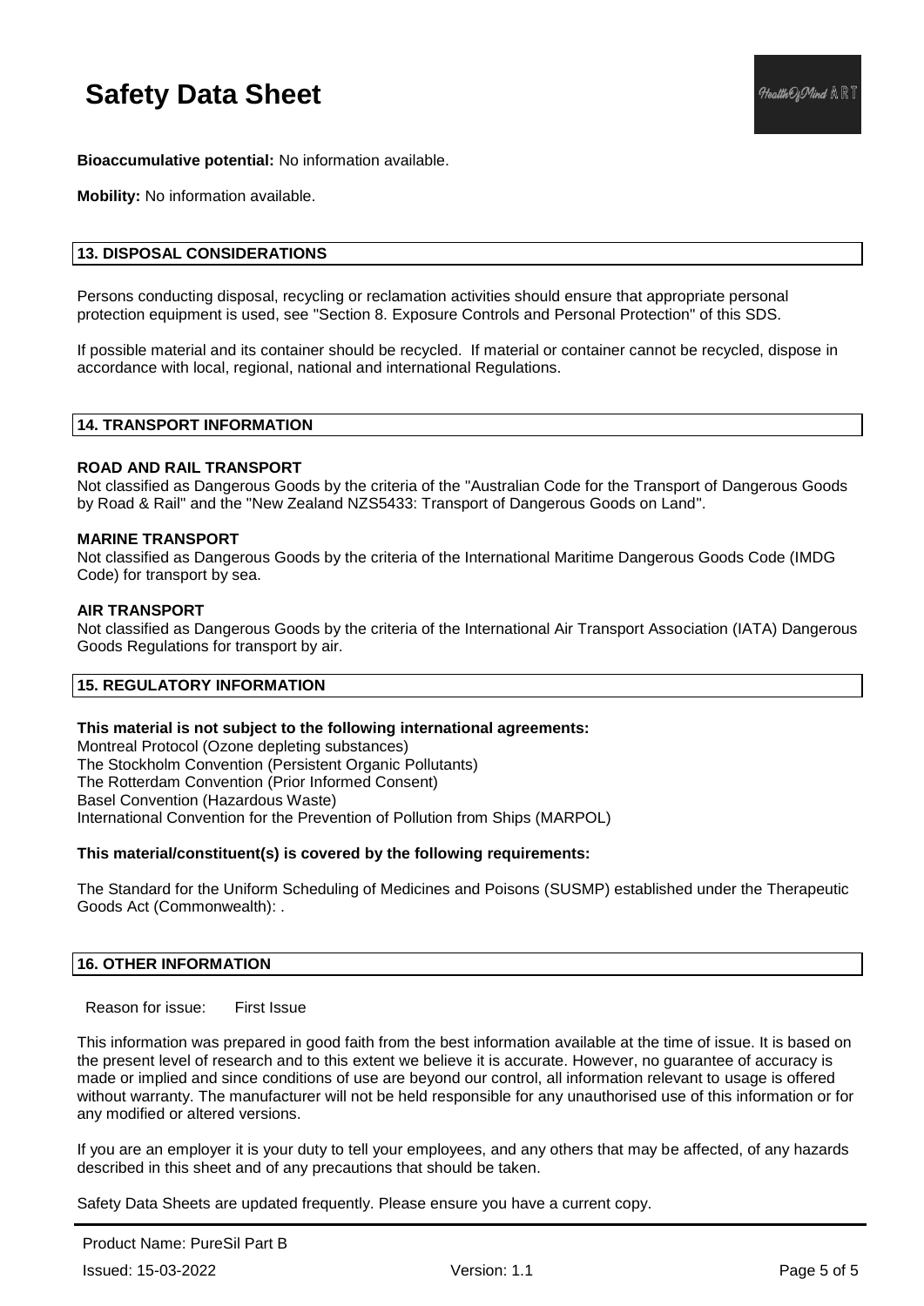**Bioaccumulative potential:** No information available.

**Mobility:** No information available.

## 13. DISPOSAL CONSIDERATIONS

Persons conducting disposal, recycling or reclamation activities should ensure that appropriate personal protection equipment is used, see "Section 8. Exposure Controls and Personal Protection" of this SDS.

If possible material and its container should be recycled. If material or container cannot be recycled, dispose in accordance with local, regional, national and international Regulations.

## 14. TRANSPORT INFORMATION

**ROAD AND RAIL TRANSPORT**

Not classified as Dangerous Goods by the criteria of the "Australian Code for the Transport of Dangerous Goods by Road & Rail" and the "New Zealand NZS5433: Transport of Dangerous Goods on Land".

**MARINE TRANSPORT**

Not classified as Dangerous Goods by the criteria of the International Maritime Dangerous Goods Code (IMDG Code) for transport by sea.

**AIR TRANSPORT**

Not classified as Dangerous Goods by the criteria of the International Air Transport Association (IATA) Dangerous Goods Regulations for transport by air.

## 15. REGULATORY INFORMATION

**This material is not subject to the following international agreements:**

Montreal Protocol (Ozone depleting substances)
The Stockholm Convention (Persistent Organic Pollutants)
The Rotterdam Convention (Prior Informed Consent)
Basel Convention (Hazardous Waste)
International Convention for the Prevention of Pollution from Ships (MARPOL)

**This material/constituent(s) is covered by the following requirements:**

The Standard for the Uniform Scheduling of Medicines and Poisons (SUSMP) established under the Therapeutic Goods Act (Commonwealth): .

## 16. OTHER INFORMATION

Reason for issue: First Issue

This information was prepared in good faith from the best information available at the time of issue. It is based on the present level of research and to this extent we believe it is accurate. However, no guarantee of accuracy is made or implied and since conditions of use are beyond our control, all information relevant to usage is offered without warranty. The manufacturer will not be held responsible for any unauthorised use of this information or for any modified or altered versions.

If you are an employer it is your duty to tell your employees, and any others that may be affected, of any hazards described in this sheet and of any precautions that should be taken.

Safety Data Sheets are updated frequently. Please ensure you have a current copy.